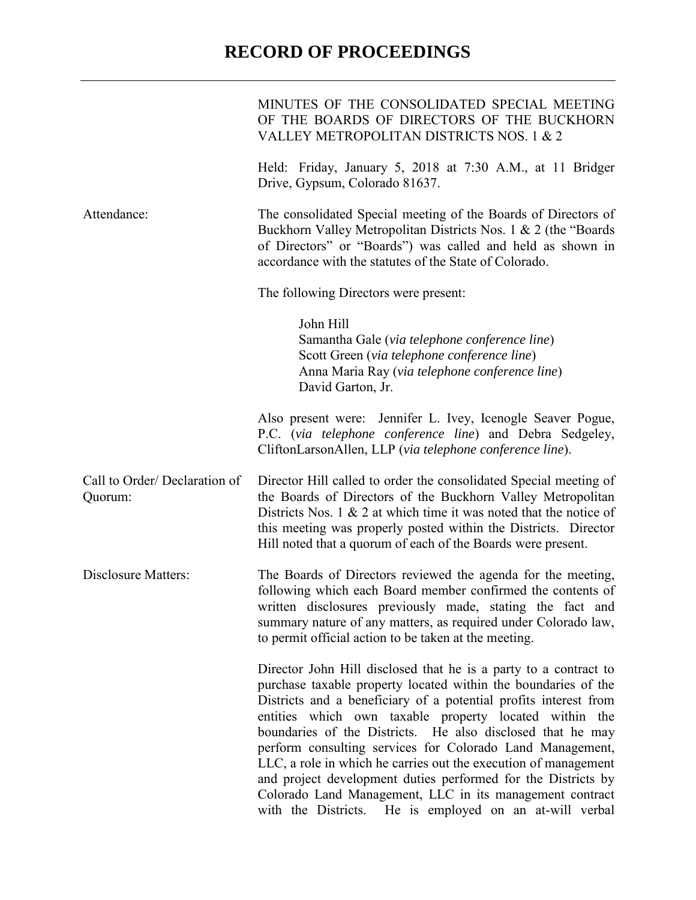# RECORD OF PROCEEDINGS

MINUTES OF THE CONSOLIDATED SPECIAL MEETING OF THE BOARDS OF DIRECTORS OF THE BUCKHORN VALLEY METROPOLITAN DISTRICTS NOS. 1 & 2

Held: Friday, January 5, 2018 at 7:30 A.M., at 11 Bridger Drive, Gypsum, Colorado 81637.

**Attendance:**

The consolidated Special meeting of the Boards of Directors of Buckhorn Valley Metropolitan Districts Nos. 1 & 2 (the "Boards of Directors" or "Boards") was called and held as shown in accordance with the statutes of the State of Colorado.

The following Directors were present:

John Hill
Samantha Gale (*via telephone conference line*)
Scott Green (*via telephone conference line*)
Anna Maria Ray (*via telephone conference line*)
David Garton, Jr.

Also present were: Jennifer L. Ivey, Icenogle Seaver Pogue, P.C. (*via telephone conference line*) and Debra Sedgeley, CliftonLarsonAllen, LLP (*via telephone conference line*).

**Call to Order/ Declaration of Quorum:**

Director Hill called to order the consolidated Special meeting of the Boards of Directors of the Buckhorn Valley Metropolitan Districts Nos. 1 & 2 at which time it was noted that the notice of this meeting was properly posted within the Districts. Director Hill noted that a quorum of each of the Boards were present.

**Disclosure Matters:**

The Boards of Directors reviewed the agenda for the meeting, following which each Board member confirmed the contents of written disclosures previously made, stating the fact and summary nature of any matters, as required under Colorado law, to permit official action to be taken at the meeting.

Director John Hill disclosed that he is a party to a contract to purchase taxable property located within the boundaries of the Districts and a beneficiary of a potential profits interest from entities which own taxable property located within the boundaries of the Districts. He also disclosed that he may perform consulting services for Colorado Land Management, LLC, a role in which he carries out the execution of management and project development duties performed for the Districts by Colorado Land Management, LLC in its management contract with the Districts. He is employed on an at-will verbal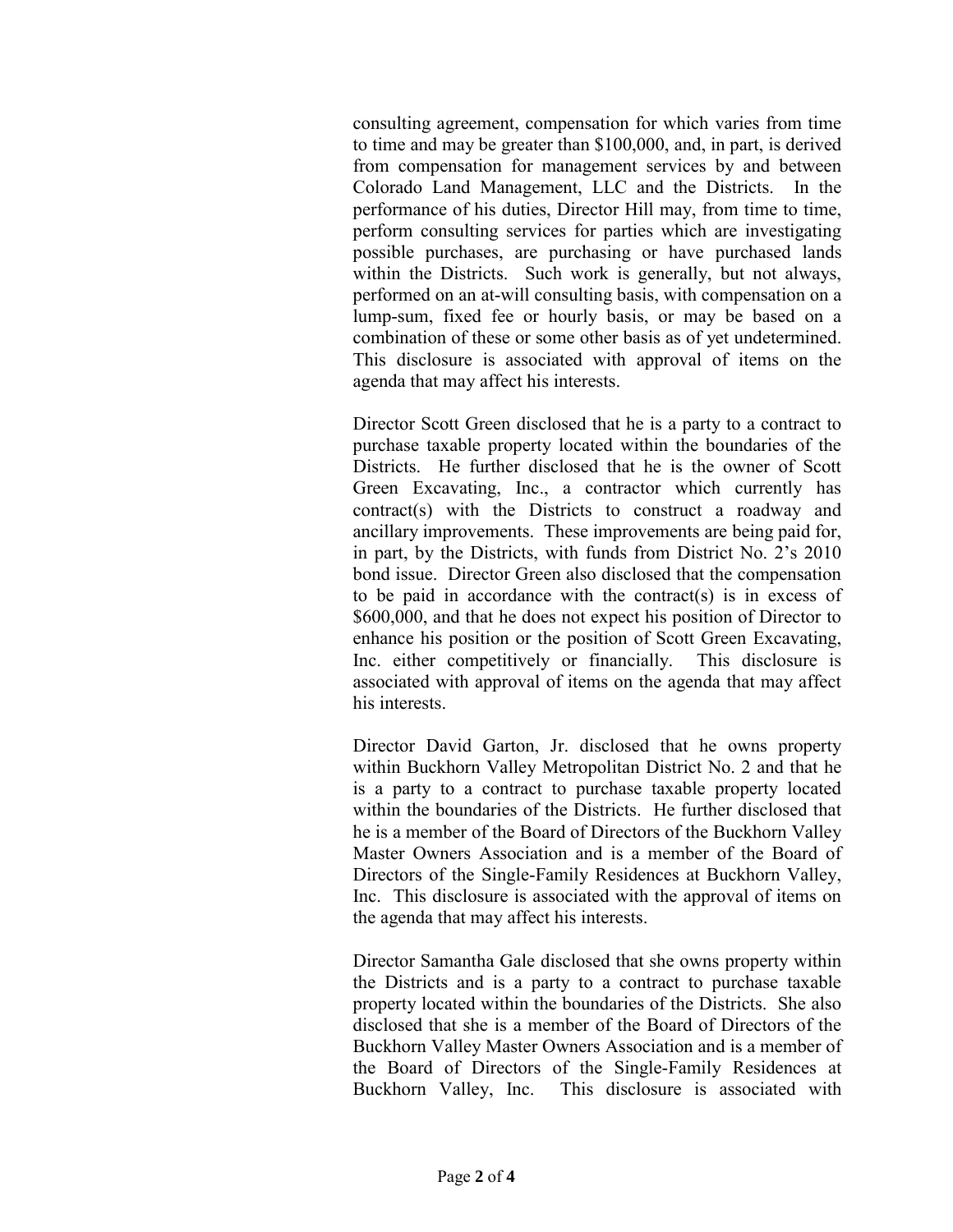consulting agreement, compensation for which varies from time to time and may be greater than $100,000, and, in part, is derived from compensation for management services by and between Colorado Land Management, LLC and the Districts. In the performance of his duties, Director Hill may, from time to time, perform consulting services for parties which are investigating possible purchases, are purchasing or have purchased lands within the Districts. Such work is generally, but not always, performed on an at-will consulting basis, with compensation on a lump-sum, fixed fee or hourly basis, or may be based on a combination of these or some other basis as of yet undetermined. This disclosure is associated with approval of items on the agenda that may affect his interests.

Director Scott Green disclosed that he is a party to a contract to purchase taxable property located within the boundaries of the Districts. He further disclosed that he is the owner of Scott Green Excavating, Inc., a contractor which currently has contract(s) with the Districts to construct a roadway and ancillary improvements. These improvements are being paid for, in part, by the Districts, with funds from District No. 2's 2010 bond issue. Director Green also disclosed that the compensation to be paid in accordance with the contract(s) is in excess of $600,000, and that he does not expect his position of Director to enhance his position or the position of Scott Green Excavating, Inc. either competitively or financially. This disclosure is associated with approval of items on the agenda that may affect his interests.

Director David Garton, Jr. disclosed that he owns property within Buckhorn Valley Metropolitan District No. 2 and that he is a party to a contract to purchase taxable property located within the boundaries of the Districts. He further disclosed that he is a member of the Board of Directors of the Buckhorn Valley Master Owners Association and is a member of the Board of Directors of the Single-Family Residences at Buckhorn Valley, Inc. This disclosure is associated with the approval of items on the agenda that may affect his interests.

Director Samantha Gale disclosed that she owns property within the Districts and is a party to a contract to purchase taxable property located within the boundaries of the Districts. She also disclosed that she is a member of the Board of Directors of the Buckhorn Valley Master Owners Association and is a member of the Board of Directors of the Single-Family Residences at Buckhorn Valley, Inc. This disclosure is associated with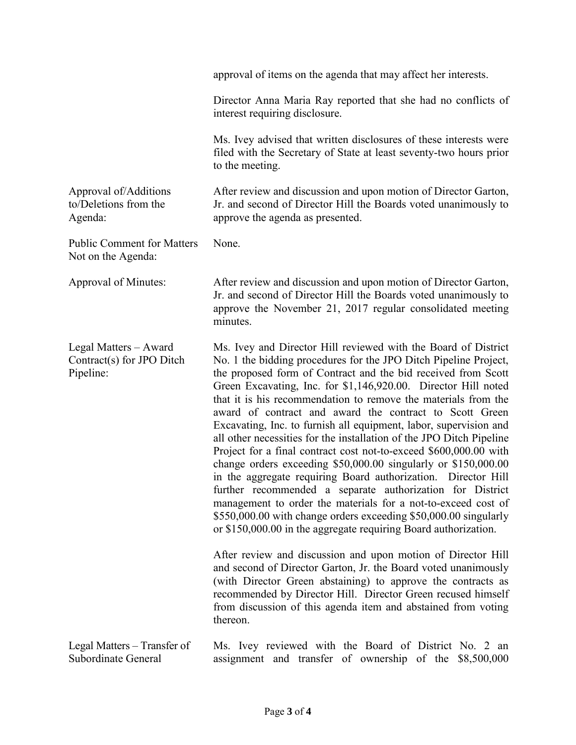approval of items on the agenda that may affect her interests.

Director Anna Maria Ray reported that she had no conflicts of interest requiring disclosure.

Ms. Ivey advised that written disclosures of these interests were filed with the Secretary of State at least seventy-two hours prior to the meeting.

| | |
|---|---|
| Approval of/Additions to/Deletions from the Agenda: | After review and discussion and upon motion of Director Garton, Jr. and second of Director Hill the Boards voted unanimously to approve the agenda as presented. |
| Public Comment for Matters Not on the Agenda: | None. |
| Approval of Minutes: | After review and discussion and upon motion of Director Garton, Jr. and second of Director Hill the Boards voted unanimously to approve the November 21, 2017 regular consolidated meeting minutes. |
| Legal Matters – Award Contract(s) for JPO Ditch Pipeline: | Ms. Ivey and Director Hill reviewed with the Board of District No. 1 the bidding procedures for the JPO Ditch Pipeline Project, the proposed form of Contract and the bid received from Scott Green Excavating, Inc. for $1,146,920.00. Director Hill noted that it is his recommendation to remove the materials from the award of contract and award the contract to Scott Green Excavating, Inc. to furnish all equipment, labor, supervision and all other necessities for the installation of the JPO Ditch Pipeline Project for a final contract cost not-to-exceed $600,000.00 with change orders exceeding $50,000.00 singularly or $150,000.00 in the aggregate requiring Board authorization. Director Hill further recommended a separate authorization for District management to order the materials for a not-to-exceed cost of $550,000.00 with change orders exceeding $50,000.00 singularly or $150,000.00 in the aggregate requiring Board authorization.<br><br>After review and discussion and upon motion of Director Hill and second of Director Garton, Jr. the Board voted unanimously (with Director Green abstaining) to approve the contracts as recommended by Director Hill. Director Green recused himself from discussion of this agenda item and abstained from voting thereon. |
| Legal Matters – Transfer of Subordinate General | Ms. Ivey reviewed with the Board of District No. 2 an assignment and transfer of ownership of the $8,500,000 |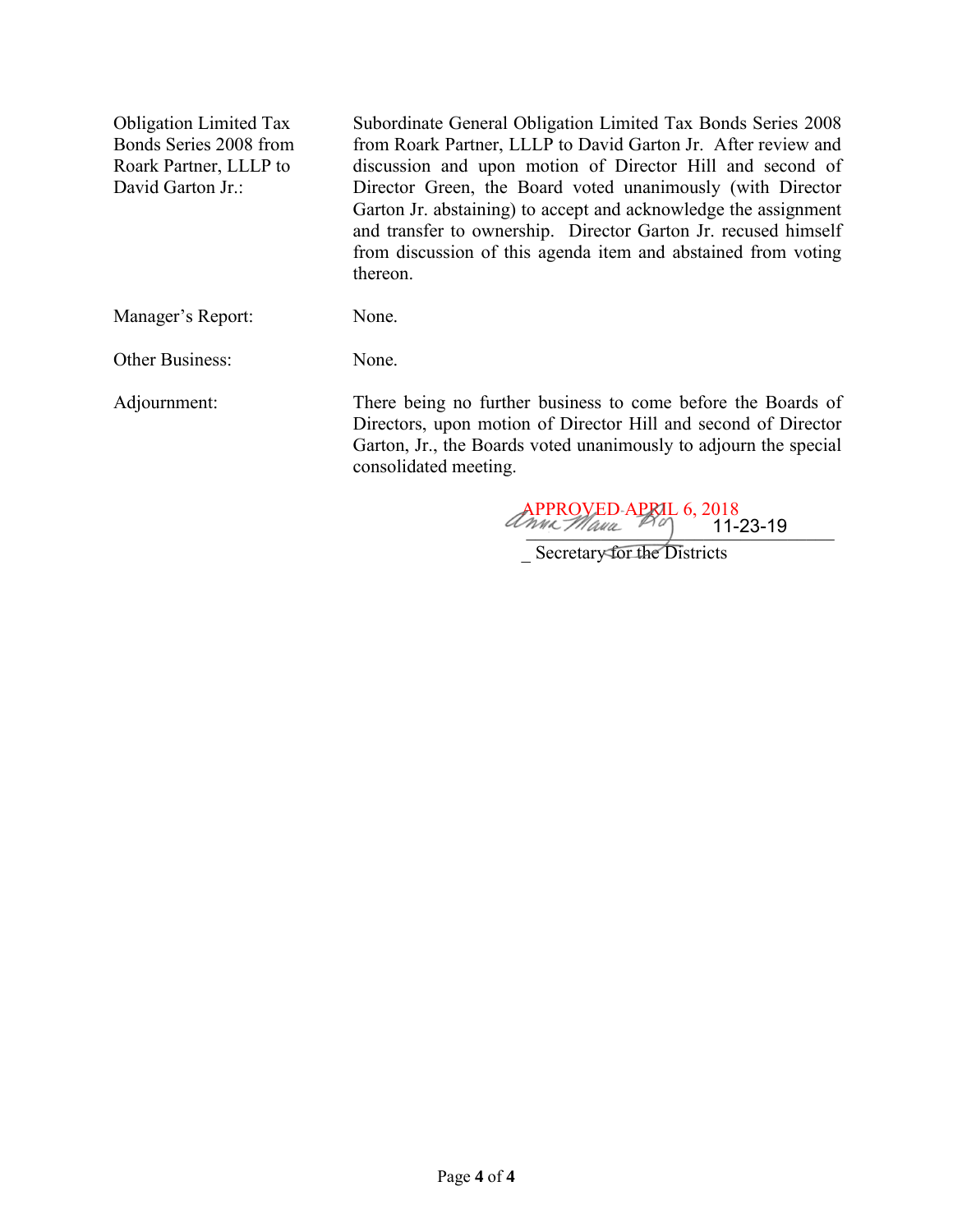| | |
|---|---|
| Obligation Limited Tax Bonds Series 2008 from Roark Partner, LLLP to David Garton Jr.: | Subordinate General Obligation Limited Tax Bonds Series 2008 from Roark Partner, LLLP to David Garton Jr. After review and discussion and upon motion of Director Hill and second of Director Green, the Board voted unanimously (with Director Garton Jr. abstaining) to accept and acknowledge the assignment and transfer to ownership. Director Garton Jr. recused himself from discussion of this agenda item and abstained from voting thereon. |
| Manager's Report: | None. |
| Other Business: | None. |
| Adjournment: | There being no further business to come before the Boards of Directors, upon motion of Director Hill and second of Director Garton, Jr., the Boards voted unanimously to adjourn the special consolidated meeting. |

APPROVED APRIL 6, 2018

11-23-19

_ Secretary for the Districts